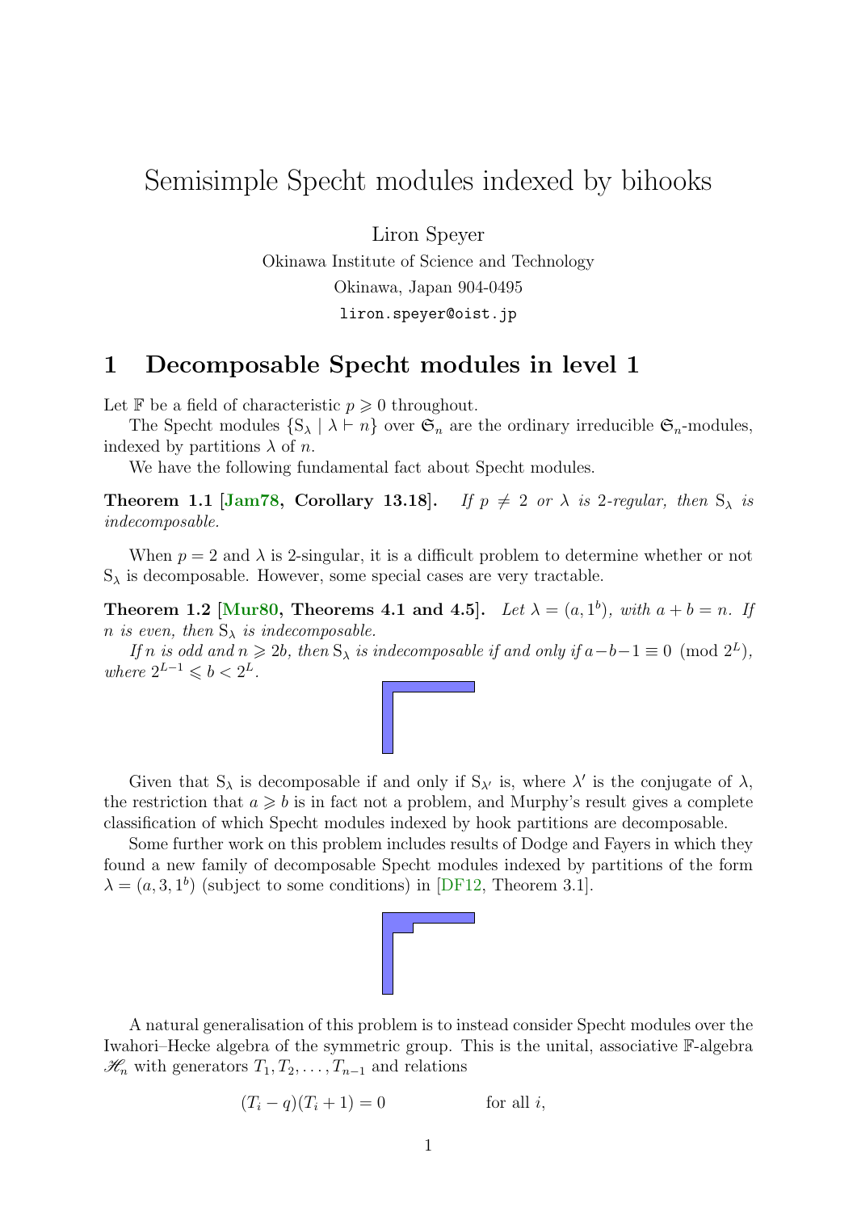# Semisimple Specht modules indexed by bihooks

Liron Speyer

Okinawa Institute of Science and Technology

Okinawa, Japan 904-0495

liron.speyer@oist.jp

## 1 Decomposable Specht modules in level 1

Let $\mathbb{F}$ be a field of characteristic $p \geqslant 0$ throughout.

The Specht modules $\{S_\lambda \mid \lambda \vdash n\}$ over $\mathfrak{S}_n$ are the ordinary irreducible $\mathfrak{S}_n$-modules, indexed by partitions $\lambda$ of $n$.

We have the following fundamental fact about Specht modules.

**Theorem 1.1 [Jam78, Corollary 13.18].** *If $p \neq 2$ or $\lambda$ is 2-regular, then $S_\lambda$ is indecomposable.*

When $p = 2$ and $\lambda$ is 2-singular, it is a difficult problem to determine whether or not $S_\lambda$ is decomposable. However, some special cases are very tractable.

**Theorem 1.2 [Mur80, Theorems 4.1 and 4.5].** *Let $\lambda = (a, 1^b)$, with $a + b = n$. If $n$ is even, then $S_\lambda$ is indecomposable.*

*If $n$ is odd and $n \geqslant 2b$, then $S_\lambda$ is indecomposable if and only if $a - b - 1 \equiv 0 \pmod{2^L}$, where $2^{L-1} \leqslant b < 2^L$.*

Given that $S_\lambda$ is decomposable if and only if $S_{\lambda'}$ is, where $\lambda'$ is the conjugate of $\lambda$, the restriction that $a \geqslant b$ is in fact not a problem, and Murphy's result gives a complete classification of which Specht modules indexed by hook partitions are decomposable.

Some further work on this problem includes results of Dodge and Fayers in which they found a new family of decomposable Specht modules indexed by partitions of the form $\lambda = (a, 3, 1^b)$ (subject to some conditions) in [DF12, Theorem 3.1].

A natural generalisation of this problem is to instead consider Specht modules over the Iwahori–Hecke algebra of the symmetric group. This is the unital, associative $\mathbb{F}$-algebra $\mathscr{H}_n$ with generators $T_1, T_2, \ldots, T_{n-1}$ and relations

$$(T_i - q)(T_i + 1) = 0 \qquad \text{for all } i,$$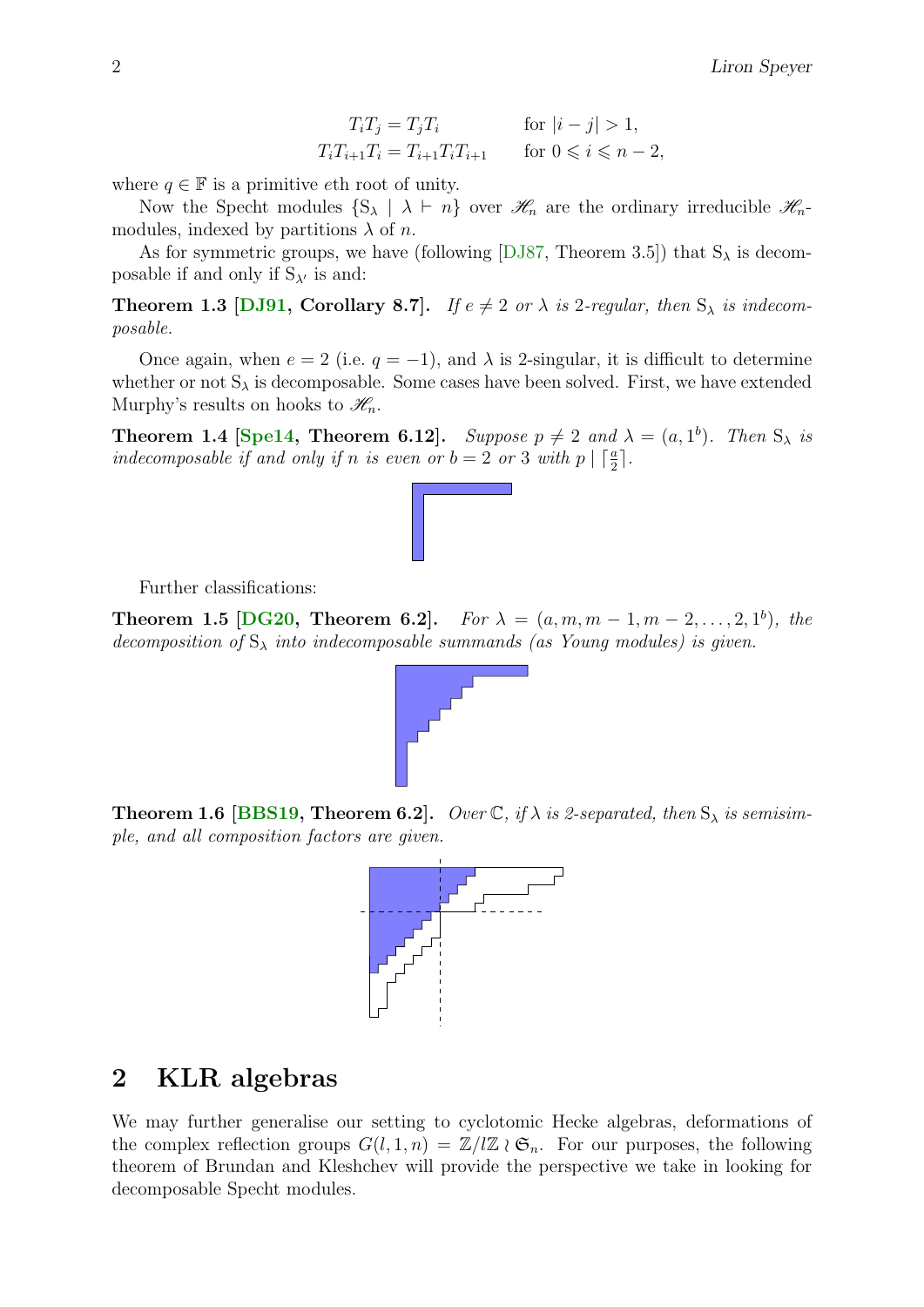$$T_iT_j = T_jT_i \qquad \text{for } |i-j|>1,$$
$$T_iT_{i+1}T_i = T_{i+1}T_iT_{i+1} \qquad \text{for } 0 \leqslant i \leqslant n-2,$$

where $q \in \mathbb{F}$ is a primitive $e$th root of unity.

Now the Specht modules $\{S_\lambda \mid \lambda \vdash n\}$ over $\mathscr{H}_n$ are the ordinary irreducible $\mathscr{H}_n$-modules, indexed by partitions $\lambda$ of $n$.

As for symmetric groups, we have (following [DJ87, Theorem 3.5]) that $S_\lambda$ is decomposable if and only if $S_{\lambda'}$ is and:

**Theorem 1.3 [DJ91, Corollary 8.7].** *If $e \neq 2$ or $\lambda$ is 2-regular, then $S_\lambda$ is indecomposable.*

Once again, when $e = 2$ (i.e. $q = -1$), and $\lambda$ is 2-singular, it is difficult to determine whether or not $S_\lambda$ is decomposable. Some cases have been solved. First, we have extended Murphy's results on hooks to $\mathscr{H}_n$.

**Theorem 1.4 [Spe14, Theorem 6.12].** *Suppose $p \neq 2$ and $\lambda = (a, 1^b)$. Then $S_\lambda$ is indecomposable if and only if $n$ is even or $b = 2$ or $3$ with $p \mid \lceil \frac{a}{2} \rceil$.*

Further classifications:

**Theorem 1.5 [DG20, Theorem 6.2].** *For $\lambda = (a, m, m-1, m-2, \ldots, 2, 1^b)$, the decomposition of $S_\lambda$ into indecomposable summands (as Young modules) is given.*

**Theorem 1.6 [BBS19, Theorem 6.2].** *Over $\mathbb{C}$, if $\lambda$ is 2-separated, then $S_\lambda$ is semisimple, and all composition factors are given.*

## 2 KLR algebras

We may further generalise our setting to cyclotomic Hecke algebras, deformations of the complex reflection groups $G(l, 1, n) = \mathbb{Z}/l\mathbb{Z} \wr \mathfrak{S}_n$. For our purposes, the following theorem of Brundan and Kleshchev will provide the perspective we take in looking for decomposable Specht modules.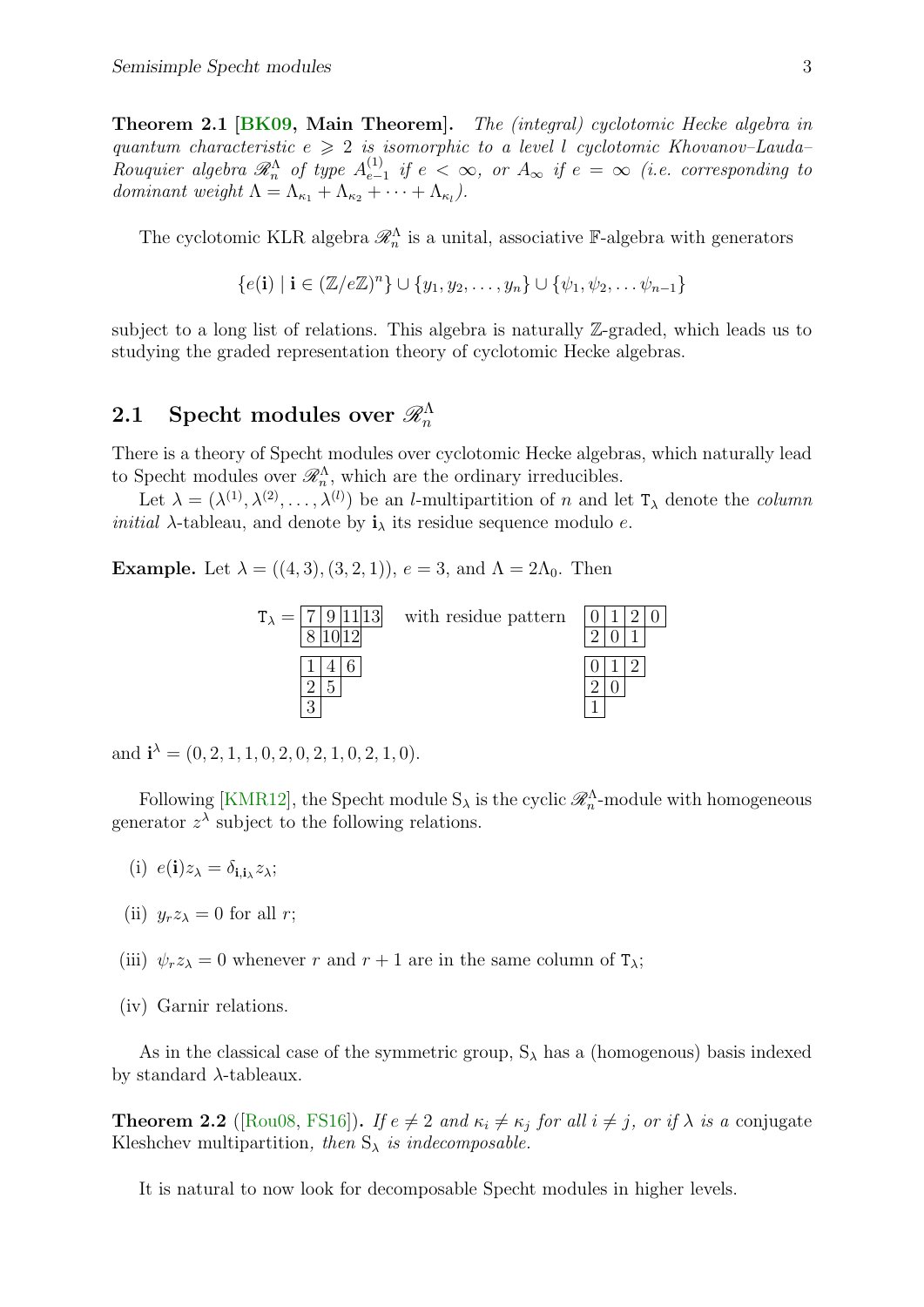**Theorem 2.1** [BK09, **Main Theorem**]. *The (integral) cyclotomic Hecke algebra in quantum characteristic $e \geqslant 2$ is isomorphic to a level $l$ cyclotomic Khovanov–Lauda–Rouquier algebra $\mathscr{R}_n^\Lambda$ of type $A_{e-1}^{(1)}$ if $e < \infty$, or $A_\infty$ if $e = \infty$ (i.e. corresponding to dominant weight $\Lambda = \Lambda_{\kappa_1} + \Lambda_{\kappa_2} + \cdots + \Lambda_{\kappa_l}$).*

The cyclotomic KLR algebra $\mathscr{R}_n^\Lambda$ is a unital, associative $\mathbb{F}$-algebra with generators

$$\{e(\mathbf{i}) \mid \mathbf{i} \in (\mathbb{Z}/e\mathbb{Z})^n\} \cup \{y_1, y_2, \ldots, y_n\} \cup \{\psi_1, \psi_2, \ldots \psi_{n-1}\}$$

subject to a long list of relations. This algebra is naturally $\mathbb{Z}$-graded, which leads us to studying the graded representation theory of cyclotomic Hecke algebras.

## 2.1 Specht modules over $\mathscr{R}_n^\Lambda$

There is a theory of Specht modules over cyclotomic Hecke algebras, which naturally lead to Specht modules over $\mathscr{R}_n^\Lambda$, which are the ordinary irreducibles.

Let $\lambda = (\lambda^{(1)}, \lambda^{(2)}, \ldots, \lambda^{(l)})$ be an $l$-multipartition of $n$ and let $\mathtt{T}_\lambda$ denote the *column initial* $\lambda$-tableau, and denote by $\mathbf{i}_\lambda$ its residue sequence modulo $e$.

**Example.** Let $\lambda = ((4,3),(3,2,1))$, $e = 3$, and $\Lambda = 2\Lambda_0$. Then

$\mathtt{T}_\lambda =$

| 7 | 9 | 11 | 13 |
|---|---|---|---|
| 8 | 10 | 12 | |

| 1 | 4 | 6 |
|---|---|---|
| 2 | 5 | |
| 3 | | |

with residue pattern

| 0 | 1 | 2 | 0 |
|---|---|---|---|
| 2 | 0 | 1 | |

| 0 | 1 | 2 |
|---|---|---|
| 2 | 0 | |
| 1 | | |

and $\mathbf{i}^\lambda = (0,2,1,1,0,2,0,2,1,0,2,1,0)$.

Following [KMR12], the Specht module $\mathrm{S}_\lambda$ is the cyclic $\mathscr{R}_n^\Lambda$-module with homogeneous generator $z^\lambda$ subject to the following relations.

(i) $e(\mathbf{i})z_\lambda = \delta_{\mathbf{i},\mathbf{i}_\lambda} z_\lambda$;

(ii) $y_r z_\lambda = 0$ for all $r$;

(iii) $\psi_r z_\lambda = 0$ whenever $r$ and $r+1$ are in the same column of $\mathtt{T}_\lambda$;

(iv) Garnir relations.

As in the classical case of the symmetric group, $\mathrm{S}_\lambda$ has a (homogenous) basis indexed by standard $\lambda$-tableaux.

**Theorem 2.2** ([Rou08, FS16]). *If $e \neq 2$ and $\kappa_i \neq \kappa_j$ for all $i \neq j$, or if $\lambda$ is a* conjugate Kleshchev multipartition*, then $\mathrm{S}_\lambda$ is indecomposable.*

It is natural to now look for decomposable Specht modules in higher levels.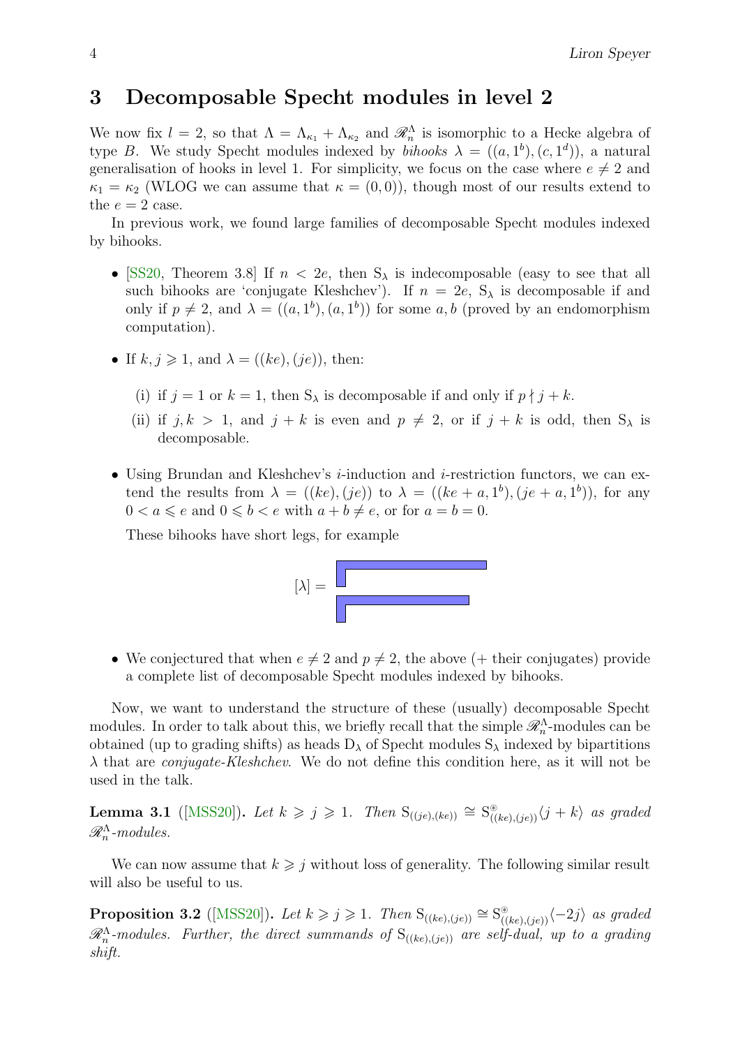# 3 Decomposable Specht modules in level 2

We now fix $l = 2$, so that $\Lambda = \Lambda_{\kappa_1} + \Lambda_{\kappa_2}$ and $\mathscr{R}^\Lambda_n$ is isomorphic to a Hecke algebra of type $B$. We study Specht modules indexed by *bihooks* $\lambda = ((a, 1^b), (c, 1^d))$, a natural generalisation of hooks in level 1. For simplicity, we focus on the case where $e \neq 2$ and $\kappa_1 = \kappa_2$ (WLOG we can assume that $\kappa = (0, 0)$), though most of our results extend to the $e = 2$ case.

In previous work, we found large families of decomposable Specht modules indexed by bihooks.

- [SS20, Theorem 3.8] If $n < 2e$, then $\mathrm{S}_\lambda$ is indecomposable (easy to see that all such bihooks are 'conjugate Kleshchev'). If $n = 2e$, $\mathrm{S}_\lambda$ is decomposable if and only if $p \neq 2$, and $\lambda = ((a, 1^b), (a, 1^b))$ for some $a, b$ (proved by an endomorphism computation).
- If $k, j \geqslant 1$, and $\lambda = ((ke), (je))$, then:
  - (i) if $j = 1$ or $k = 1$, then $\mathrm{S}_\lambda$ is decomposable if and only if $p \nmid j + k$.
  - (ii) if $j, k > 1$, and $j + k$ is even and $p \neq 2$, or if $j + k$ is odd, then $\mathrm{S}_\lambda$ is decomposable.
- Using Brundan and Kleshchev's $i$-induction and $i$-restriction functors, we can extend the results from $\lambda = ((ke), (je))$ to $\lambda = ((ke + a, 1^b), (je + a, 1^b))$, for any $0 < a \leqslant e$ and $0 \leqslant b < e$ with $a + b \neq e$, or for $a = b = 0$.

  These bihooks have short legs, for example

  $[\lambda] =$

- We conjectured that when $e \neq 2$ and $p \neq 2$, the above (+ their conjugates) provide a complete list of decomposable Specht modules indexed by bihooks.

Now, we want to understand the structure of these (usually) decomposable Specht modules. In order to talk about this, we briefly recall that the simple $\mathscr{R}^\Lambda_n$-modules can be obtained (up to grading shifts) as heads $\mathrm{D}_\lambda$ of Specht modules $\mathrm{S}_\lambda$ indexed by bipartitions $\lambda$ that are *conjugate-Kleshchev*. We do not define this condition here, as it will not be used in the talk.

**Lemma 3.1** ([MSS20]). *Let $k \geqslant j \geqslant 1$. Then $\mathrm{S}_{((je),(ke))} \cong \mathrm{S}^{\circledast}_{((ke),(je))}\langle j + k\rangle$ as graded $\mathscr{R}^\Lambda_n$-modules.*

We can now assume that $k \geqslant j$ without loss of generality. The following similar result will also be useful to us.

**Proposition 3.2** ([MSS20]). *Let $k \geqslant j \geqslant 1$. Then $\mathrm{S}_{((ke),(je))} \cong \mathrm{S}^{\circledast}_{((ke),(je))}\langle -2j\rangle$ as graded $\mathscr{R}^\Lambda_n$-modules. Further, the direct summands of $\mathrm{S}_{((ke),(je))}$ are self-dual, up to a grading shift.*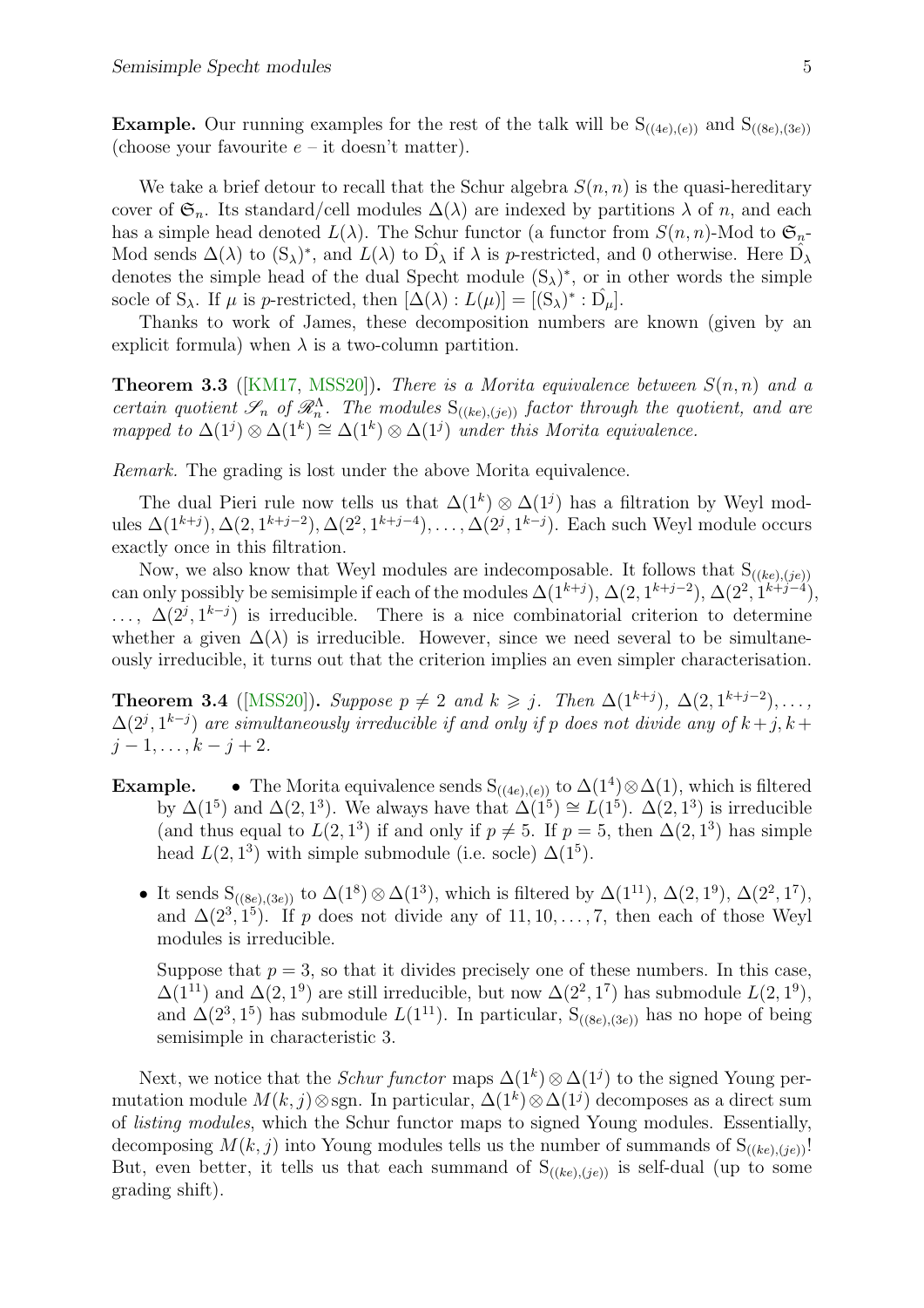**Example.** Our running examples for the rest of the talk will be $\mathrm{S}_{((4e),(e))}$ and $\mathrm{S}_{((8e),(3e))}$ (choose your favourite $e$ – it doesn't matter).

We take a brief detour to recall that the Schur algebra $S(n,n)$ is the quasi-hereditary cover of $\mathfrak{S}_n$. Its standard/cell modules $\Delta(\lambda)$ are indexed by partitions $\lambda$ of $n$, and each has a simple head denoted $L(\lambda)$. The Schur functor (a functor from $S(n,n)$-Mod to $\mathfrak{S}_n$-Mod sends $\Delta(\lambda)$ to $(\mathrm{S}_\lambda)^*$, and $L(\lambda)$ to $\hat{\mathrm{D}}_\lambda$ if $\lambda$ is $p$-restricted, and 0 otherwise. Here $\hat{\mathrm{D}}_\lambda$ denotes the simple head of the dual Specht module $(\mathrm{S}_\lambda)^*$, or in other words the simple socle of $\mathrm{S}_\lambda$. If $\mu$ is $p$-restricted, then $[\Delta(\lambda) : L(\mu)] = [(\mathrm{S}_\lambda)^* : \hat{\mathrm{D}}_\mu]$.

Thanks to work of James, these decomposition numbers are known (given by an explicit formula) when $\lambda$ is a two-column partition.

**Theorem 3.3** ([KM17, MSS20]). *There is a Morita equivalence between $S(n,n)$ and a certain quotient $\mathscr{S}_n$ of $\mathscr{R}_n^\Lambda$. The modules $\mathrm{S}_{((ke),(je))}$ factor through the quotient, and are mapped to $\Delta(1^j) \otimes \Delta(1^k) \cong \Delta(1^k) \otimes \Delta(1^j)$ under this Morita equivalence.*

*Remark.* The grading is lost under the above Morita equivalence.

The dual Pieri rule now tells us that $\Delta(1^k) \otimes \Delta(1^j)$ has a filtration by Weyl modules $\Delta(1^{k+j}), \Delta(2, 1^{k+j-2}), \Delta(2^2, 1^{k+j-4}), \dots, \Delta(2^j, 1^{k-j})$. Each such Weyl module occurs exactly once in this filtration.

Now, we also know that Weyl modules are indecomposable. It follows that $\mathrm{S}_{((ke),(je))}$ can only possibly be semisimple if each of the modules $\Delta(1^{k+j})$, $\Delta(2, 1^{k+j-2})$, $\Delta(2^2, 1^{k+j-4})$, $\dots$, $\Delta(2^j, 1^{k-j})$ is irreducible. There is a nice combinatorial criterion to determine whether a given $\Delta(\lambda)$ is irreducible. However, since we need several to be simultaneously irreducible, it turns out that the criterion implies an even simpler characterisation.

**Theorem 3.4** ([MSS20]). *Suppose $p \neq 2$ and $k \geqslant j$. Then $\Delta(1^{k+j})$, $\Delta(2, 1^{k+j-2}), \dots$, $\Delta(2^j, 1^{k-j})$ are simultaneously irreducible if and only if $p$ does not divide any of $k+j, k+j-1, \dots, k-j+2$.*

**Example.**

- The Morita equivalence sends $\mathrm{S}_{((4e),(e))}$ to $\Delta(1^4) \otimes \Delta(1)$, which is filtered by $\Delta(1^5)$ and $\Delta(2, 1^3)$. We always have that $\Delta(1^5) \cong L(1^5)$. $\Delta(2, 1^3)$ is irreducible (and thus equal to $L(2, 1^3)$) if and only if $p \neq 5$. If $p = 5$, then $\Delta(2, 1^3)$ has simple head $L(2, 1^3)$ with simple submodule (i.e. socle) $\Delta(1^5)$.
- It sends $\mathrm{S}_{((8e),(3e))}$ to $\Delta(1^8) \otimes \Delta(1^3)$, which is filtered by $\Delta(1^{11})$, $\Delta(2, 1^9)$, $\Delta(2^2, 1^7)$, and $\Delta(2^3, 1^5)$. If $p$ does not divide any of $11, 10, \dots, 7$, then each of those Weyl modules is irreducible.

  Suppose that $p = 3$, so that it divides precisely one of these numbers. In this case, $\Delta(1^{11})$ and $\Delta(2, 1^9)$ are still irreducible, but now $\Delta(2^2, 1^7)$ has submodule $L(2, 1^9)$, and $\Delta(2^3, 1^5)$ has submodule $L(1^{11})$. In particular, $\mathrm{S}_{((8e),(3e))}$ has no hope of being semisimple in characteristic 3.

Next, we notice that the *Schur functor* maps $\Delta(1^k) \otimes \Delta(1^j)$ to the signed Young permutation module $M(k,j) \otimes \mathrm{sgn}$. In particular, $\Delta(1^k) \otimes \Delta(1^j)$ decomposes as a direct sum of *listing modules*, which the Schur functor maps to signed Young modules. Essentially, decomposing $M(k,j)$ into Young modules tells us the number of summands of $\mathrm{S}_{((ke),(je))}$! But, even better, it tells us that each summand of $\mathrm{S}_{((ke),(je))}$ is self-dual (up to some grading shift).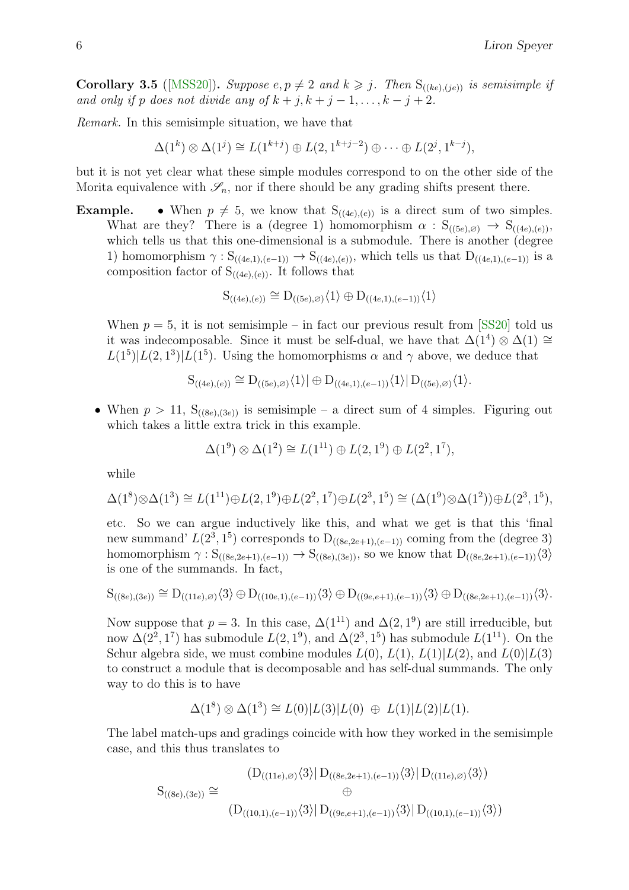**Corollary 3.5** ([MSS20]). *Suppose $e, p \neq 2$ and $k \geqslant j$. Then $\mathrm{S}_{((ke),(je))}$ is semisimple if and only if $p$ does not divide any of $k+j, k+j-1, \dots, k-j+2$.*

*Remark.* In this semisimple situation, we have that

$$\Delta(1^k) \otimes \Delta(1^j) \cong L(1^{k+j}) \oplus L(2, 1^{k+j-2}) \oplus \cdots \oplus L(2^j, 1^{k-j}),$$

but it is not yet clear what these simple modules correspond to on the other side of the Morita equivalence with $\mathscr{S}_n$, nor if there should be any grading shifts present there.

**Example.**

- When $p \neq 5$, we know that $\mathrm{S}_{((4e),(e))}$ is a direct sum of two simples. What are they? There is a (degree 1) homomorphism $\alpha : \mathrm{S}_{((5e),\varnothing)} \to \mathrm{S}_{((4e),(e))}$, which tells us that this one-dimensional is a submodule. There is another (degree 1) homomorphism $\gamma : \mathrm{S}_{((4e,1),(e-1))} \to \mathrm{S}_{((4e),(e))}$, which tells us that $\mathrm{D}_{((4e,1),(e-1))}$ is a composition factor of $\mathrm{S}_{((4e),(e))}$. It follows that

  $$\mathrm{S}_{((4e),(e))} \cong \mathrm{D}_{((5e),\varnothing)}\langle 1\rangle \oplus \mathrm{D}_{((4e,1),(e-1))}\langle 1\rangle$$

  When $p = 5$, it is not semisimple – in fact our previous result from [SS20] told us it was indecomposable. Since it must be self-dual, we have that $\Delta(1^4) \otimes \Delta(1) \cong L(1^5)|L(2,1^3)|L(1^5)$. Using the homomorphisms $\alpha$ and $\gamma$ above, we deduce that

  $$\mathrm{S}_{((4e),(e))} \cong \mathrm{D}_{((5e),\varnothing)}\langle 1\rangle | \oplus \mathrm{D}_{((4e,1),(e-1))}\langle 1\rangle | \mathrm{D}_{((5e),\varnothing)}\langle 1\rangle.$$

- When $p > 11$, $\mathrm{S}_{((8e),(3e))}$ is semisimple – a direct sum of 4 simples. Figuring out which takes a little extra trick in this example.

  $$\Delta(1^9) \otimes \Delta(1^2) \cong L(1^{11}) \oplus L(2, 1^9) \oplus L(2^2, 1^7),$$

  while

  $$\Delta(1^8)\otimes\Delta(1^3) \cong L(1^{11})\oplus L(2,1^9)\oplus L(2^2,1^7)\oplus L(2^3,1^5) \cong (\Delta(1^9)\otimes\Delta(1^2))\oplus L(2^3,1^5),$$

  etc. So we can argue inductively like this, and what we get is that this 'final new summand' $L(2^3, 1^5)$ corresponds to $\mathrm{D}_{((8e,2e+1),(e-1))}$ coming from the (degree 3) homomorphism $\gamma : \mathrm{S}_{((8e,2e+1),(e-1))} \to \mathrm{S}_{((8e),(3e))}$, so we know that $\mathrm{D}_{((8e,2e+1),(e-1))}\langle 3\rangle$ is one of the summands. In fact,

  $$\mathrm{S}_{((8e),(3e))} \cong \mathrm{D}_{((11e),\varnothing)}\langle 3\rangle \oplus \mathrm{D}_{((10e,1),(e-1))}\langle 3\rangle \oplus \mathrm{D}_{((9e,e+1),(e-1))}\langle 3\rangle \oplus \mathrm{D}_{((8e,2e+1),(e-1))}\langle 3\rangle.$$

  Now suppose that $p = 3$. In this case, $\Delta(1^{11})$ and $\Delta(2,1^9)$ are still irreducible, but now $\Delta(2^2,1^7)$ has submodule $L(2,1^9)$, and $\Delta(2^3,1^5)$ has submodule $L(1^{11})$. On the Schur algebra side, we must combine modules $L(0)$, $L(1)$, $L(1)|L(2)$, and $L(0)|L(3)$ to construct a module that is decomposable and has self-dual summands. The only way to do this is to have

  $$\Delta(1^8) \otimes \Delta(1^3) \cong L(0)|L(3)|L(0) \;\oplus\; L(1)|L(2)|L(1).$$

  The label match-ups and gradings coincide with how they worked in the semisimple case, and this thus translates to

  $$\mathrm{S}_{((8e),(3e))} \cong \begin{array}{c} (\mathrm{D}_{((11e),\varnothing)}\langle 3\rangle | \mathrm{D}_{((8e,2e+1),(e-1))}\langle 3\rangle | \mathrm{D}_{((11e),\varnothing)}\langle 3\rangle) \\ \oplus \\ (\mathrm{D}_{((10,1),(e-1))}\langle 3\rangle | \mathrm{D}_{((9e,e+1),(e-1))}\langle 3\rangle | \mathrm{D}_{((10,1),(e-1))}\langle 3\rangle) \end{array}$$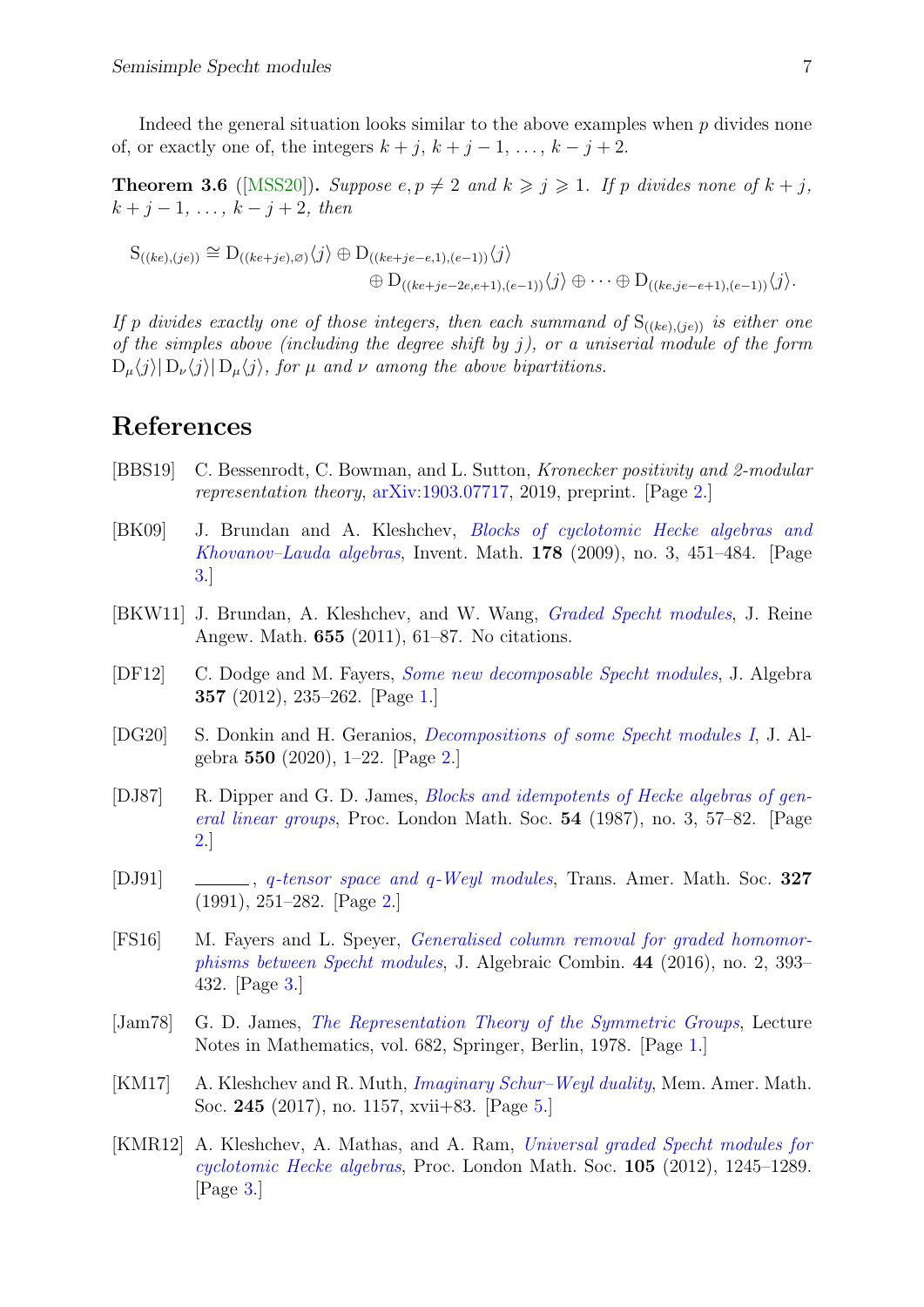Indeed the general situation looks similar to the above examples when $p$ divides none of, or exactly one of, the integers $k+j$, $k+j-1$, …, $k-j+2$.

**Theorem 3.6** ([MSS20])**.** *Suppose $e, p \neq 2$ and $k \geqslant j \geqslant 1$. If $p$ divides none of $k+j$, $k+j-1$, …, $k-j+2$, then*

$$\mathrm{S}_{((ke),(je))} \cong \mathrm{D}_{((ke+je),\varnothing)}\langle j\rangle \oplus \mathrm{D}_{((ke+je-e,1),(e-1))}\langle j\rangle \\ \oplus \mathrm{D}_{((ke+je-2e,e+1),(e-1))}\langle j\rangle \oplus \cdots \oplus \mathrm{D}_{((ke,je-e+1),(e-1))}\langle j\rangle.$$

*If $p$ divides exactly one of those integers, then each summand of $\mathrm{S}_{((ke),(je))}$ is either one of the simples above (including the degree shift by $j$), or a uniserial module of the form $\mathrm{D}_\mu\langle j\rangle | \mathrm{D}_\nu\langle j\rangle | \mathrm{D}_\mu\langle j\rangle$, for $\mu$ and $\nu$ among the above bipartitions.*

# References

[BBS19] C. Bessenrodt, C. Bowman, and L. Sutton, *Kronecker positivity and 2-modular representation theory*, arXiv:1903.07717, 2019, preprint. [Page 2.]

[BK09] J. Brundan and A. Kleshchev, *Blocks of cyclotomic Hecke algebras and Khovanov–Lauda algebras*, Invent. Math. **178** (2009), no. 3, 451–484. [Page 3.]

[BKW11] J. Brundan, A. Kleshchev, and W. Wang, *Graded Specht modules*, J. Reine Angew. Math. **655** (2011), 61–87. No citations.

[DF12] C. Dodge and M. Fayers, *Some new decomposable Specht modules*, J. Algebra **357** (2012), 235–262. [Page 1.]

[DG20] S. Donkin and H. Geranios, *Decompositions of some Specht modules I*, J. Algebra **550** (2020), 1–22. [Page 2.]

[DJ87] R. Dipper and G. D. James, *Blocks and idempotents of Hecke algebras of general linear groups*, Proc. London Math. Soc. **54** (1987), no. 3, 57–82. [Page 2.]

[DJ91] ______, *q-tensor space and q-Weyl modules*, Trans. Amer. Math. Soc. **327** (1991), 251–282. [Page 2.]

[FS16] M. Fayers and L. Speyer, *Generalised column removal for graded homomorphisms between Specht modules*, J. Algebraic Combin. **44** (2016), no. 2, 393–432. [Page 3.]

[Jam78] G. D. James, *The Representation Theory of the Symmetric Groups*, Lecture Notes in Mathematics, vol. 682, Springer, Berlin, 1978. [Page 1.]

[KM17] A. Kleshchev and R. Muth, *Imaginary Schur–Weyl duality*, Mem. Amer. Math. Soc. **245** (2017), no. 1157, xvii+83. [Page 5.]

[KMR12] A. Kleshchev, A. Mathas, and A. Ram, *Universal graded Specht modules for cyclotomic Hecke algebras*, Proc. London Math. Soc. **105** (2012), 1245–1289. [Page 3.]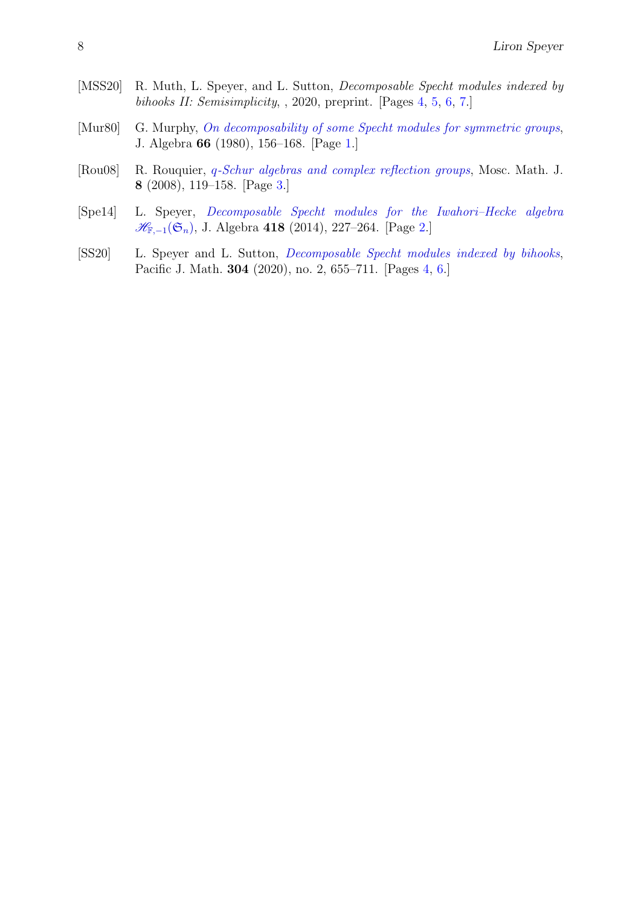[MSS20] R. Muth, L. Speyer, and L. Sutton, *Decomposable Specht modules indexed by bihooks II: Semisimplicity*, , 2020, preprint. [Pages 4, 5, 6, 7.]

[Mur80] G. Murphy, *On decomposability of some Specht modules for symmetric groups*, J. Algebra **66** (1980), 156–168. [Page 1.]

[Rou08] R. Rouquier, *$q$-Schur algebras and complex reflection groups*, Mosc. Math. J. **8** (2008), 119–158. [Page 3.]

[Spe14] L. Speyer, *Decomposable Specht modules for the Iwahori–Hecke algebra $\mathscr{H}_{\mathbb{F},-1}(\mathfrak{S}_n)$*, J. Algebra **418** (2014), 227–264. [Page 2.]

[SS20] L. Speyer and L. Sutton, *Decomposable Specht modules indexed by bihooks*, Pacific J. Math. **304** (2020), no. 2, 655–711. [Pages 4, 6.]